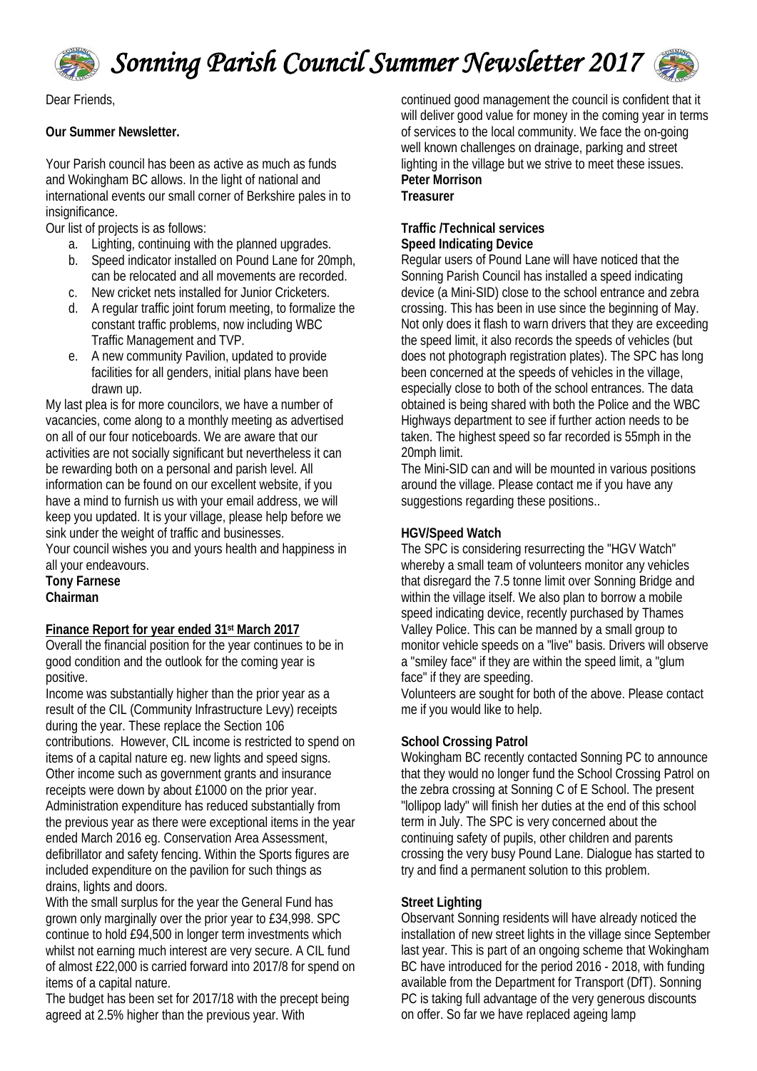# *Sonning Parish Council Summer Newsletter 2017*

Dear Friends,

**Our Summer Newsletter.**

Your Parish council has been as active as much as funds and Wokingham BC allows. In the light of national and international events our small corner of Berkshire pales in to insignificance.

Our list of projects is as follows:

a. Lighting, continuing with the planned upgrades.
b. Speed indicator installed on Pound Lane for 20mph, can be relocated and all movements are recorded.
c. New cricket nets installed for Junior Cricketers.
d. A regular traffic joint forum meeting, to formalize the constant traffic problems, now including WBC Traffic Management and TVP.
e. A new community Pavilion, updated to provide facilities for all genders, initial plans have been drawn up.

My last plea is for more councilors, we have a number of vacancies, come along to a monthly meeting as advertised on all of our four noticeboards. We are aware that our activities are not socially significant but nevertheless it can be rewarding both on a personal and parish level. All information can be found on our excellent website, if you have a mind to furnish us with your email address, we will keep you updated. It is your village, please help before we sink under the weight of traffic and businesses.
Your council wishes you and yours health and happiness in all your endeavours.

**Tony Farnese**
**Chairman**

**Finance Report for year ended 31st March 2017**

Overall the financial position for the year continues to be in good condition and the outlook for the coming year is positive.

Income was substantially higher than the prior year as a result of the CIL (Community Infrastructure Levy) receipts during the year. These replace the Section 106 contributions. However, CIL income is restricted to spend on items of a capital nature eg. new lights and speed signs. Other income such as government grants and insurance receipts were down by about £1000 on the prior year.

Administration expenditure has reduced substantially from the previous year as there were exceptional items in the year ended March 2016 eg. Conservation Area Assessment, defibrillator and safety fencing. Within the Sports figures are included expenditure on the pavilion for such things as drains, lights and doors.

With the small surplus for the year the General Fund has grown only marginally over the prior year to £34,998. SPC continue to hold £94,500 in longer term investments which whilst not earning much interest are very secure. A CIL fund of almost £22,000 is carried forward into 2017/8 for spend on items of a capital nature.

The budget has been set for 2017/18 with the precept being agreed at 2.5% higher than the previous year. With continued good management the council is confident that it will deliver good value for money in the coming year in terms of services to the local community. We face the on-going well known challenges on drainage, parking and street lighting in the village but we strive to meet these issues.

**Peter Morrison**
**Treasurer**

**Traffic /Technical services**

**Speed Indicating Device**

Regular users of Pound Lane will have noticed that the Sonning Parish Council has installed a speed indicating device (a Mini-SID) close to the school entrance and zebra crossing. This has been in use since the beginning of May. Not only does it flash to warn drivers that they are exceeding the speed limit, it also records the speeds of vehicles (but does not photograph registration plates). The SPC has long been concerned at the speeds of vehicles in the village, especially close to both of the school entrances. The data obtained is being shared with both the Police and the WBC Highways department to see if further action needs to be taken. The highest speed so far recorded is 55mph in the 20mph limit.

The Mini-SID can and will be mounted in various positions around the village. Please contact me if you have any suggestions regarding these positions..

**HGV/Speed Watch**

The SPC is considering resurrecting the "HGV Watch" whereby a small team of volunteers monitor any vehicles that disregard the 7.5 tonne limit over Sonning Bridge and within the village itself. We also plan to borrow a mobile speed indicating device, recently purchased by Thames Valley Police. This can be manned by a small group to monitor vehicle speeds on a "live" basis. Drivers will observe a "smiley face" if they are within the speed limit, a "glum face" if they are speeding.

Volunteers are sought for both of the above. Please contact me if you would like to help.

**School Crossing Patrol**

Wokingham BC recently contacted Sonning PC to announce that they would no longer fund the School Crossing Patrol on the zebra crossing at Sonning C of E School. The present "lollipop lady" will finish her duties at the end of this school term in July. The SPC is very concerned about the continuing safety of pupils, other children and parents crossing the very busy Pound Lane. Dialogue has started to try and find a permanent solution to this problem.

**Street Lighting**

Observant Sonning residents will have already noticed the installation of new street lights in the village since September last year. This is part of an ongoing scheme that Wokingham BC have introduced for the period 2016 - 2018, with funding available from the Department for Transport (DfT). Sonning PC is taking full advantage of the very generous discounts on offer. So far we have replaced ageing lamp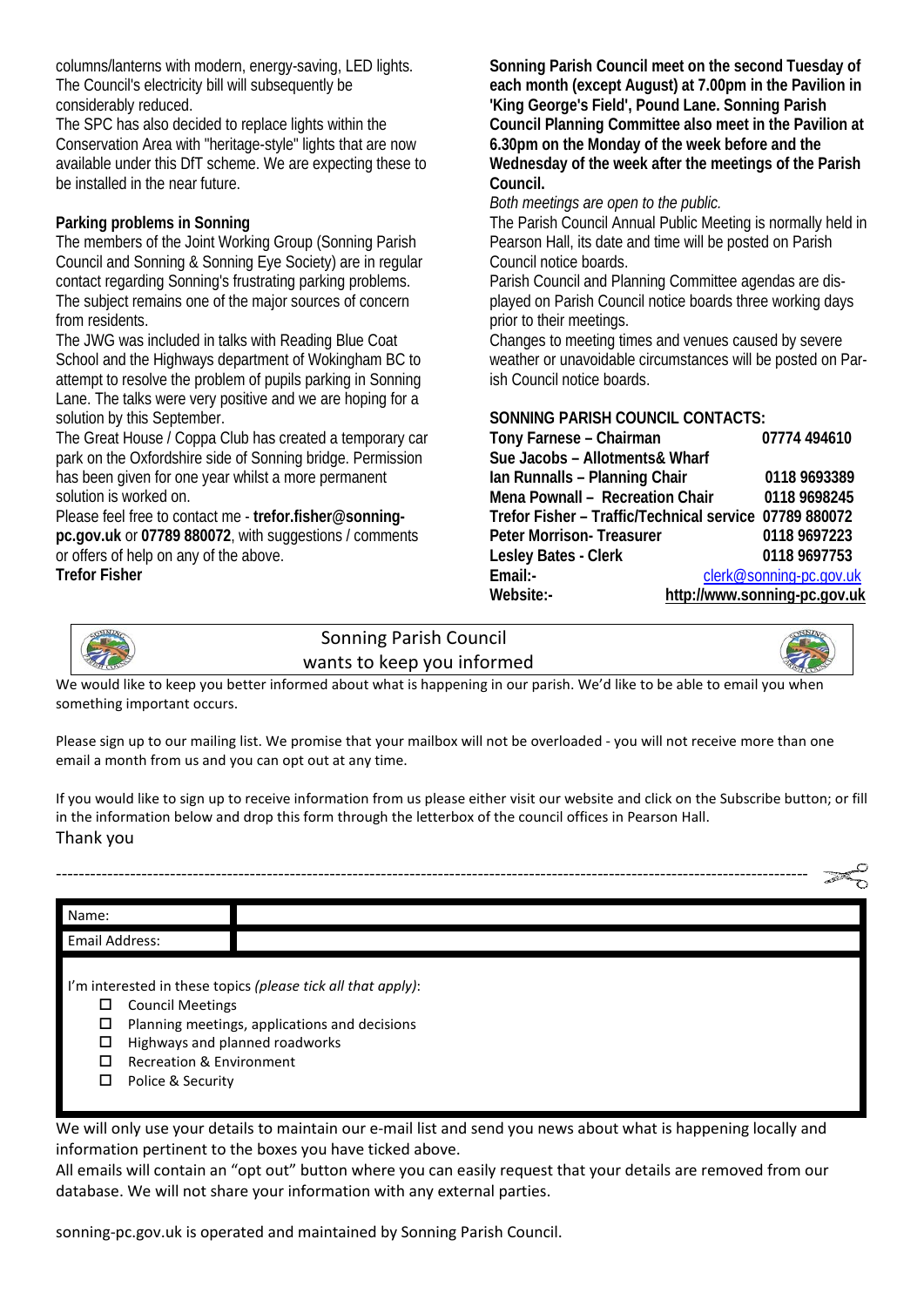columns/lanterns with modern, energy-saving, LED lights. The Council's electricity bill will subsequently be considerably reduced.

The SPC has also decided to replace lights within the Conservation Area with "heritage-style" lights that are now available under this DfT scheme. We are expecting these to be installed in the near future.

**Parking problems in Sonning**

The members of the Joint Working Group (Sonning Parish Council and Sonning & Sonning Eye Society) are in regular contact regarding Sonning's frustrating parking problems. The subject remains one of the major sources of concern from residents.

The JWG was included in talks with Reading Blue Coat School and the Highways department of Wokingham BC to attempt to resolve the problem of pupils parking in Sonning Lane. The talks were very positive and we are hoping for a solution by this September.

The Great House / Coppa Club has created a temporary car park on the Oxfordshire side of Sonning bridge. Permission has been given for one year whilst a more permanent solution is worked on.

Please feel free to contact me - **trefor.fisher@sonning-pc.gov.uk** or **07789 880072**, with suggestions / comments or offers of help on any of the above.

**Trefor Fisher**

**Sonning Parish Council meet on the second Tuesday of each month (except August) at 7.00pm in the Pavilion in 'King George's Field', Pound Lane. Sonning Parish Council Planning Committee also meet in the Pavilion at 6.30pm on the Monday of the week before and the Wednesday of the week after the meetings of the Parish Council.**

*Both meetings are open to the public.*

The Parish Council Annual Public Meeting is normally held in Pearson Hall, its date and time will be posted on Parish Council notice boards.

Parish Council and Planning Committee agendas are displayed on Parish Council notice boards three working days prior to their meetings.

Changes to meeting times and venues caused by severe weather or unavoidable circumstances will be posted on Parish Council notice boards.

**SONNING PARISH COUNCIL CONTACTS:**

| | |
|---|---|
| **Tony Farnese – Chairman** | **07774 494610** |
| **Sue Jacobs – Allotments& Wharf** | |
| **Ian Runnalls – Planning Chair** | **0118 9693389** |
| **Mena Pownall – Recreation Chair** | **0118 9698245** |
| **Trefor Fisher – Traffic/Technical service** | **07789 880072** |
| **Peter Morrison- Treasurer** | **0118 9697223** |
| **Lesley Bates - Clerk** | **0118 9697753** |
| **Email:-** | clerk@sonning-pc.gov.uk |
| **Website:-** | **http://www.sonning-pc.gov.uk** |

## Sonning Parish Council wants to keep you informed

We would like to keep you better informed about what is happening in our parish. We'd like to be able to email you when something important occurs.

Please sign up to our mailing list. We promise that your mailbox will not be overloaded - you will not receive more than one email a month from us and you can opt out at any time.

If you would like to sign up to receive information from us please either visit our website and click on the Subscribe button; or fill in the information below and drop this form through the letterbox of the council offices in Pearson Hall.

Thank you

---

| | |
|---|---|
| Name: | |
| Email Address: | |

I'm interested in these topics *(please tick all that apply)*:

- ☐ Council Meetings
- ☐ Planning meetings, applications and decisions
- ☐ Highways and planned roadworks
- ☐ Recreation & Environment
- ☐ Police & Security

We will only use your details to maintain our e-mail list and send you news about what is happening locally and information pertinent to the boxes you have ticked above.

All emails will contain an "opt out" button where you can easily request that your details are removed from our database. We will not share your information with any external parties.

sonning-pc.gov.uk is operated and maintained by Sonning Parish Council.